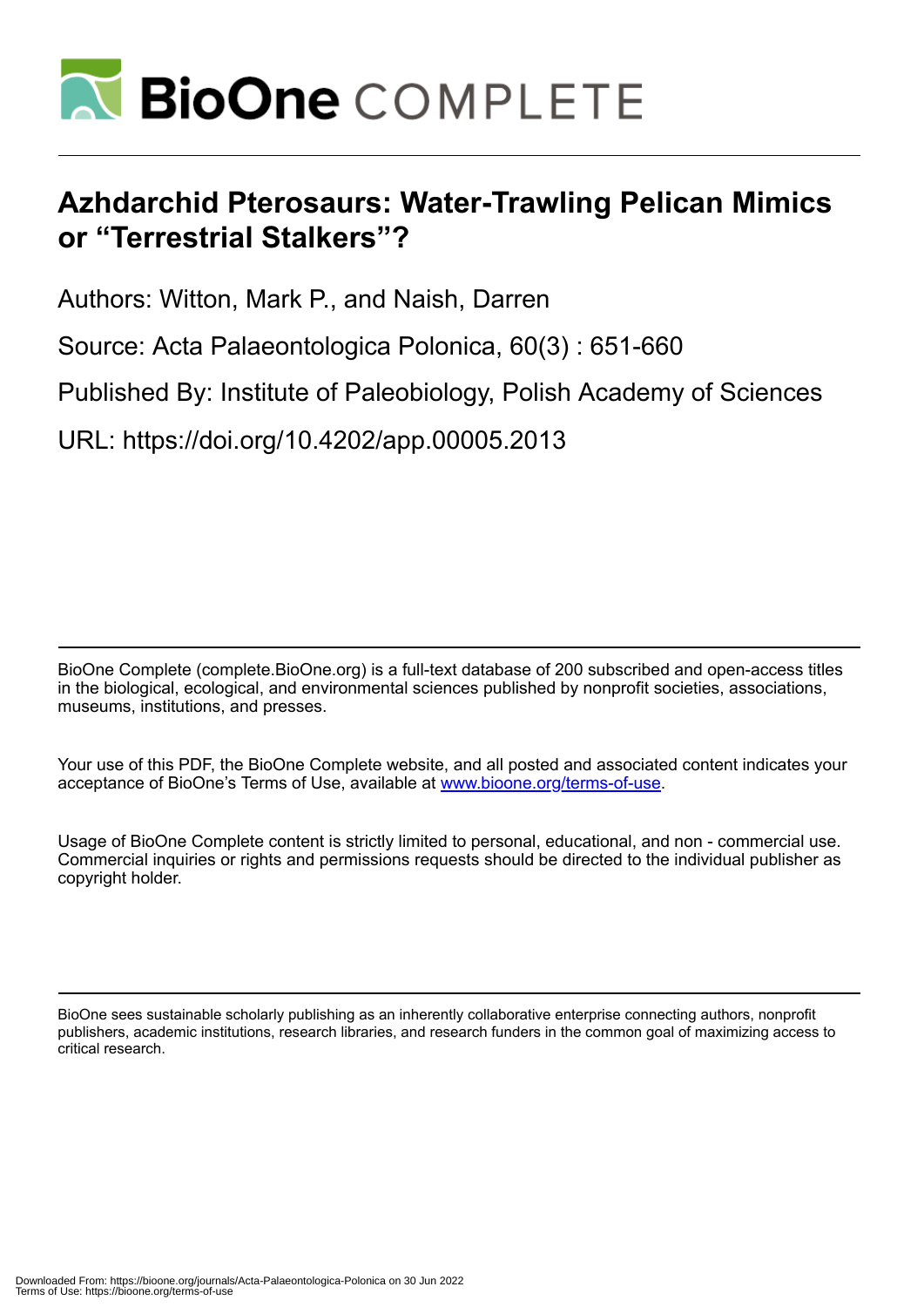# Azhdarchid Pterosaurs: Water-Trawling Pelican Mimics or “Terrestrial Stalkers”?

Authors: Witton, Mark P., and Naish, Darren

Source: Acta Palaeontologica Polonica, 60(3) : 651-660

Published By: Institute of Paleobiology, Polish Academy of Sciences

URL: https://doi.org/10.4202/app.00005.2013

BioOne Complete (complete.BioOne.org) is a full-text database of 200 subscribed and open-access titles in the biological, ecological, and environmental sciences published by nonprofit societies, associations, museums, institutions, and presses.

Your use of this PDF, the BioOne Complete website, and all posted and associated content indicates your acceptance of BioOne's Terms of Use, available at www.bioone.org/terms-of-use.

Usage of BioOne Complete content is strictly limited to personal, educational, and non - commercial use. Commercial inquiries or rights and permissions requests should be directed to the individual publisher as copyright holder.

BioOne sees sustainable scholarly publishing as an inherently collaborative enterprise connecting authors, nonprofit publishers, academic institutions, research libraries, and research funders in the common goal of maximizing access to critical research.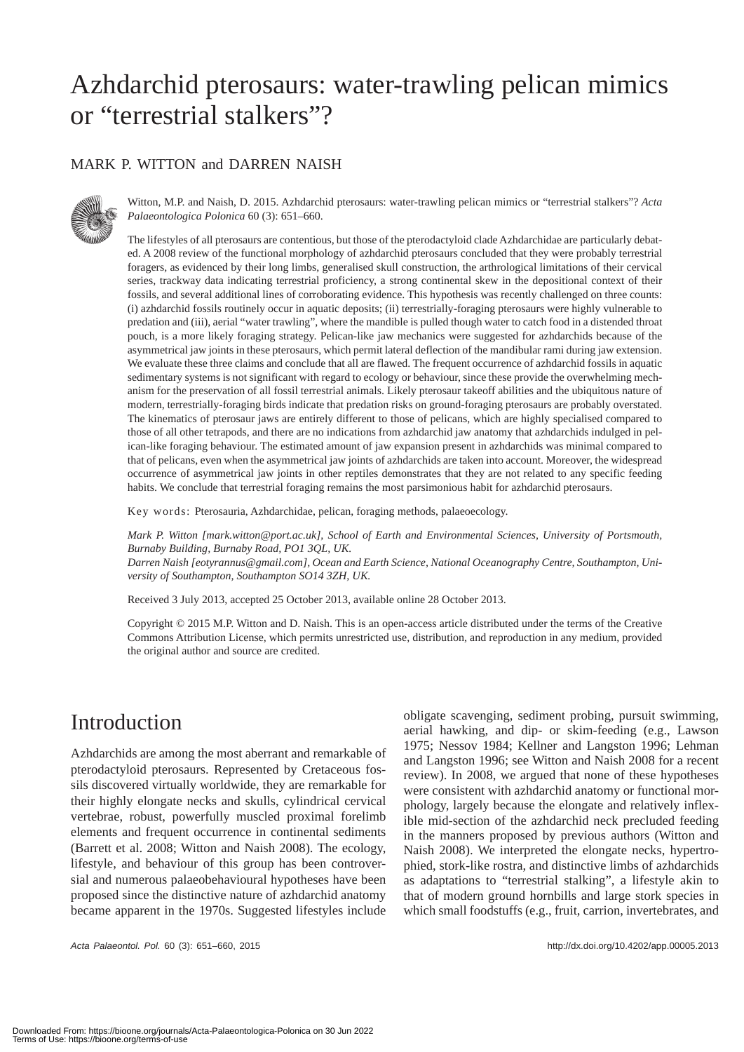# Azhdarchid pterosaurs: water-trawling pelican mimics or "terrestrial stalkers"?

MARK P. WITTON and DARREN NAISH

Witton, M.P. and Naish, D. 2015. Azhdarchid pterosaurs: water-trawling pelican mimics or "terrestrial stalkers"? *Acta Palaeontologica Polonica* 60 (3): 651–660.

The lifestyles of all pterosaurs are contentious, but those of the pterodactyloid clade Azhdarchidae are particularly debated. A 2008 review of the functional morphology of azhdarchid pterosaurs concluded that they were probably terrestrial foragers, as evidenced by their long limbs, generalised skull construction, the arthrological limitations of their cervical series, trackway data indicating terrestrial proficiency, a strong continental skew in the depositional context of their fossils, and several additional lines of corroborating evidence. This hypothesis was recently challenged on three counts: (i) azhdarchid fossils routinely occur in aquatic deposits; (ii) terrestrially-foraging pterosaurs were highly vulnerable to predation and (iii), aerial "water trawling", where the mandible is pulled though water to catch food in a distended throat pouch, is a more likely foraging strategy. Pelican-like jaw mechanics were suggested for azhdarchids because of the asymmetrical jaw joints in these pterosaurs, which permit lateral deflection of the mandibular rami during jaw extension. We evaluate these three claims and conclude that all are flawed. The frequent occurrence of azhdarchid fossils in aquatic sedimentary systems is not significant with regard to ecology or behaviour, since these provide the overwhelming mechanism for the preservation of all fossil terrestrial animals. Likely pterosaur takeoff abilities and the ubiquitous nature of modern, terrestrially-foraging birds indicate that predation risks on ground-foraging pterosaurs are probably overstated. The kinematics of pterosaur jaws are entirely different to those of pelicans, which are highly specialised compared to those of all other tetrapods, and there are no indications from azhdarchid jaw anatomy that azhdarchids indulged in pelican-like foraging behaviour. The estimated amount of jaw expansion present in azhdarchids was minimal compared to that of pelicans, even when the asymmetrical jaw joints of azhdarchids are taken into account. Moreover, the widespread occurrence of asymmetrical jaw joints in other reptiles demonstrates that they are not related to any specific feeding habits. We conclude that terrestrial foraging remains the most parsimonious habit for azhdarchid pterosaurs.

Key words: Pterosauria, Azhdarchidae, pelican, foraging methods, palaeoecology.

*Mark P. Witton [mark.witton@port.ac.uk], School of Earth and Environmental Sciences, University of Portsmouth, Burnaby Building, Burnaby Road, PO1 3QL, UK.*
*Darren Naish [eotyrannus@gmail.com], Ocean and Earth Science, National Oceanography Centre, Southampton, University of Southampton, Southampton SO14 3ZH, UK.*

Received 3 July 2013, accepted 25 October 2013, available online 28 October 2013.

Copyright © 2015 M.P. Witton and D. Naish. This is an open-access article distributed under the terms of the Creative Commons Attribution License, which permits unrestricted use, distribution, and reproduction in any medium, provided the original author and source are credited.

## Introduction

Azhdarchids are among the most aberrant and remarkable of pterodactyloid pterosaurs. Represented by Cretaceous fossils discovered virtually worldwide, they are remarkable for their highly elongate necks and skulls, cylindrical cervical vertebrae, robust, powerfully muscled proximal forelimb elements and frequent occurrence in continental sediments (Barrett et al. 2008; Witton and Naish 2008). The ecology, lifestyle, and behaviour of this group has been controversial and numerous palaeobehavioural hypotheses have been proposed since the distinctive nature of azhdarchid anatomy became apparent in the 1970s. Suggested lifestyles include obligate scavenging, sediment probing, pursuit swimming, aerial hawking, and dip- or skim-feeding (e.g., Lawson 1975; Nessov 1984; Kellner and Langston 1996; Lehman and Langston 1996; see Witton and Naish 2008 for a recent review). In 2008, we argued that none of these hypotheses were consistent with azhdarchid anatomy or functional morphology, largely because the elongate and relatively inflexible mid-section of the azhdarchid neck precluded feeding in the manners proposed by previous authors (Witton and Naish 2008). We interpreted the elongate necks, hypertrophied, stork-like rostra, and distinctive limbs of azhdarchids as adaptations to "terrestrial stalking", a lifestyle akin to that of modern ground hornbills and large stork species in which small foodstuffs (e.g., fruit, carrion, invertebrates, and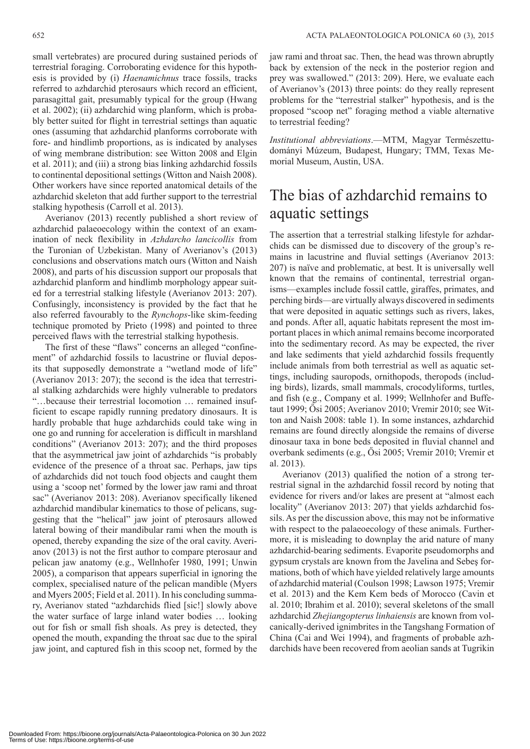small vertebrates) are procured during sustained periods of terrestrial foraging. Corroborating evidence for this hypothesis is provided by (i) *Haenamichnus* trace fossils, tracks referred to azhdarchid pterosaurs which record an efficient, parasagittal gait, presumably typical for the group (Hwang et al. 2002); (ii) azhdarchid wing planform, which is probably better suited for flight in terrestrial settings than aquatic ones (assuming that azhdarchid planforms corroborate with fore- and hindlimb proportions, as is indicated by analyses of wing membrane distribution: see Witton 2008 and Elgin et al. 2011); and (iii) a strong bias linking azhdarchid fossils to continental depositional settings (Witton and Naish 2008). Other workers have since reported anatomical details of the azhdarchid skeleton that add further support to the terrestrial stalking hypothesis (Carroll et al. 2013).

Averianov (2013) recently published a short review of azhdarchid palaeoecology within the context of an examination of neck flexibility in *Azhdarcho lancicollis* from the Turonian of Uzbekistan. Many of Averianov's (2013) conclusions and observations match ours (Witton and Naish 2008), and parts of his discussion support our proposals that azhdarchid planform and hindlimb morphology appear suited for a terrestrial stalking lifestyle (Averianov 2013: 207). Confusingly, inconsistency is provided by the fact that he also referred favourably to the *Rynchops*-like skim-feeding technique promoted by Prieto (1998) and pointed to three perceived flaws with the terrestrial stalking hypothesis.

The first of these "flaws" concerns an alleged "confinement" of azhdarchid fossils to lacustrine or fluvial deposits that supposedly demonstrate a "wetland mode of life" (Averianov 2013: 207); the second is the idea that terrestrial stalking azhdarchids were highly vulnerable to predators "…because their terrestrial locomotion … remained insufficient to escape rapidly running predatory dinosaurs. It is hardly probable that huge azhdarchids could take wing in one go and running for acceleration is difficult in marshland conditions" (Averianov 2013: 207); and the third proposes that the asymmetrical jaw joint of azhdarchids "is probably evidence of the presence of a throat sac. Perhaps, jaw tips of azhdarchids did not touch food objects and caught them using a 'scoop net' formed by the lower jaw rami and throat sac" (Averianov 2013: 208). Averianov specifically likened azhdarchid mandibular kinematics to those of pelicans, suggesting that the "helical" jaw joint of pterosaurs allowed lateral bowing of their mandibular rami when the mouth is opened, thereby expanding the size of the oral cavity. Averianov (2013) is not the first author to compare pterosaur and pelican jaw anatomy (e.g., Wellnhofer 1980, 1991; Unwin 2005), a comparison that appears superficial in ignoring the complex, specialised nature of the pelican mandible (Myers and Myers 2005; Field et al. 2011). In his concluding summary, Averianov stated "azhdarchids flied [sic!] slowly above the water surface of large inland water bodies … looking out for fish or small fish shoals. As prey is detected, they opened the mouth, expanding the throat sac due to the spiral jaw joint, and captured fish in this scoop net, formed by the jaw rami and throat sac. Then, the head was thrown abruptly back by extension of the neck in the posterior region and prey was swallowed." (2013: 209). Here, we evaluate each of Averianov's (2013) three points: do they really represent problems for the "terrestrial stalker" hypothesis, and is the proposed "scoop net" foraging method a viable alternative to terrestrial feeding?

*Institutional abbreviations*.—MTM, Magyar Természettudományi Múzeum, Budapest, Hungary; TMM, Texas Memorial Museum, Austin, USA.

## The bias of azhdarchid remains to aquatic settings

The assertion that a terrestrial stalking lifestyle for azhdarchids can be dismissed due to discovery of the group's remains in lacustrine and fluvial settings (Averianov 2013: 207) is naïve and problematic, at best. It is universally well known that the remains of continental, terrestrial organisms—examples include fossil cattle, giraffes, primates, and perching birds—are virtually always discovered in sediments that were deposited in aquatic settings such as rivers, lakes, and ponds. After all, aquatic habitats represent the most important places in which animal remains become incorporated into the sedimentary record. As may be expected, the river and lake sediments that yield azhdarchid fossils frequently include animals from both terrestrial as well as aquatic settings, including sauropods, ornithopods, theropods (including birds), lizards, small mammals, crocodyliforms, turtles, and fish (e.g., Company et al. 1999; Wellnhofer and Buffetaut 1999; Ősi 2005; Averianov 2010; Vremir 2010; see Witton and Naish 2008: table 1). In some instances, azhdarchid remains are found directly alongside the remains of diverse dinosaur taxa in bone beds deposited in fluvial channel and overbank sediments (e.g., Ősi 2005; Vremir 2010; Vremir et al. 2013).

Averianov (2013) qualified the notion of a strong terrestrial signal in the azhdarchid fossil record by noting that evidence for rivers and/or lakes are present at "almost each locality" (Averianov 2013: 207) that yields azhdarchid fossils. As per the discussion above, this may not be informative with respect to the palaeoecology of these animals. Furthermore, it is misleading to downplay the arid nature of many azhdarchid-bearing sediments. Evaporite pseudomorphs and gypsum crystals are known from the Javelina and Sebeş formations, both of which have yielded relatively large amounts of azhdarchid material (Coulson 1998; Lawson 1975; Vremir et al. 2013) and the Kem Kem beds of Morocco (Cavin et al. 2010; Ibrahim et al. 2010); several skeletons of the small azhdarchid *Zhejiangopterus linhaiensis* are known from volcanically-derived ignimbrites in the Tangshang Formation of China (Cai and Wei 1994), and fragments of probable azhdarchids have been recovered from aeolian sands at Tugrikin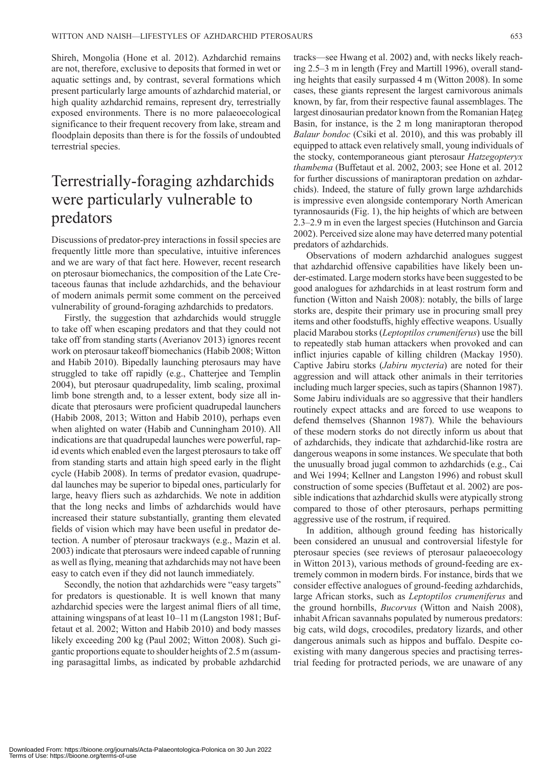Shireh, Mongolia (Hone et al. 2012). Azhdarchid remains are not, therefore, exclusive to deposits that formed in wet or aquatic settings and, by contrast, several formations which present particularly large amounts of azhdarchid material, or high quality azhdarchid remains, represent dry, terrestrially exposed environments. There is no more palaeoecological significance to their frequent recovery from lake, stream and floodplain deposits than there is for the fossils of undoubted terrestrial species.

## Terrestrially-foraging azhdarchids were particularly vulnerable to predators

Discussions of predator-prey interactions in fossil species are frequently little more than speculative, intuitive inferences and we are wary of that fact here. However, recent research on pterosaur biomechanics, the composition of the Late Cretaceous faunas that include azhdarchids, and the behaviour of modern animals permit some comment on the perceived vulnerability of ground-foraging azhdarchids to predators.

Firstly, the suggestion that azhdarchids would struggle to take off when escaping predators and that they could not take off from standing starts (Averianov 2013) ignores recent work on pterosaur takeoff biomechanics (Habib 2008; Witton and Habib 2010). Bipedally launching pterosaurs may have struggled to take off rapidly (e.g., Chatterjee and Templin 2004), but pterosaur quadrupedality, limb scaling, proximal limb bone strength and, to a lesser extent, body size all indicate that pterosaurs were proficient quadrupedal launchers (Habib 2008, 2013; Witton and Habib 2010), perhaps even when alighted on water (Habib and Cunningham 2010). All indications are that quadrupedal launches were powerful, rapid events which enabled even the largest pterosaurs to take off from standing starts and attain high speed early in the flight cycle (Habib 2008). In terms of predator evasion, quadrupedal launches may be superior to bipedal ones, particularly for large, heavy fliers such as azhdarchids. We note in addition that the long necks and limbs of azhdarchids would have increased their stature substantially, granting them elevated fields of vision which may have been useful in predator detection. A number of pterosaur trackways (e.g., Mazin et al. 2003) indicate that pterosaurs were indeed capable of running as well as flying, meaning that azhdarchids may not have been easy to catch even if they did not launch immediately.

Secondly, the notion that azhdarchids were "easy targets" for predators is questionable. It is well known that many azhdarchid species were the largest animal fliers of all time, attaining wingspans of at least 10–11 m (Langston 1981; Buffetaut et al. 2002; Witton and Habib 2010) and body masses likely exceeding 200 kg (Paul 2002; Witton 2008). Such gigantic proportions equate to shoulder heights of 2.5 m (assuming parasagittal limbs, as indicated by probable azhdarchid tracks—see Hwang et al. 2002) and, with necks likely reaching 2.5–3 m in length (Frey and Martill 1996), overall standing heights that easily surpassed 4 m (Witton 2008). In some cases, these giants represent the largest carnivorous animals known, by far, from their respective faunal assemblages. The largest dinosaurian predator known from the Romanian Haţeg Basin, for instance, is the 2 m long maniraptoran theropod *Balaur bondoc* (Csiki et al. 2010), and this was probably ill equipped to attack even relatively small, young individuals of the stocky, contemporaneous giant pterosaur *Hatzegopteryx thambema* (Buffetaut et al. 2002, 2003; see Hone et al. 2012 for further discussions of maniraptoran predation on azhdarchids). Indeed, the stature of fully grown large azhdarchids is impressive even alongside contemporary North American tyrannosaurids (Fig. 1), the hip heights of which are between 2.3–2.9 m in even the largest species (Hutchinson and Garcia 2002). Perceived size alone may have deterred many potential predators of azhdarchids.

Observations of modern azhdarchid analogues suggest that azhdarchid offensive capabilities have likely been under-estimated. Large modern storks have been suggested to be good analogues for azhdarchids in at least rostrum form and function (Witton and Naish 2008): notably, the bills of large storks are, despite their primary use in procuring small prey items and other foodstuffs, highly effective weapons. Usually placid Marabou storks (*Leptoptilos crumeniferus*) use the bill to repeatedly stab human attackers when provoked and can inflict injuries capable of killing children (Mackay 1950). Captive Jabiru storks (*Jabiru mycteria*) are noted for their aggression and will attack other animals in their territories including much larger species, such as tapirs (Shannon 1987). Some Jabiru individuals are so aggressive that their handlers routinely expect attacks and are forced to use weapons to defend themselves (Shannon 1987). While the behaviours of these modern storks do not directly inform us about that of azhdarchids, they indicate that azhdarchid-like rostra are dangerous weapons in some instances. We speculate that both the unusually broad jugal common to azhdarchids (e.g., Cai and Wei 1994; Kellner and Langston 1996) and robust skull construction of some species (Buffetaut et al. 2002) are possible indications that azhdarchid skulls were atypically strong compared to those of other pterosaurs, perhaps permitting aggressive use of the rostrum, if required.

In addition, although ground feeding has historically been considered an unusual and controversial lifestyle for pterosaur species (see reviews of pterosaur palaeoecology in Witton 2013), various methods of ground-feeding are extremely common in modern birds. For instance, birds that we consider effective analogues of ground-feeding azhdarchids, large African storks, such as *Leptoptilos crumeniferus* and the ground hornbills, *Bucorvus* (Witton and Naish 2008), inhabit African savannahs populated by numerous predators: big cats, wild dogs, crocodiles, predatory lizards, and other dangerous animals such as hippos and buffalo. Despite coexisting with many dangerous species and practising terrestrial feeding for protracted periods, we are unaware of any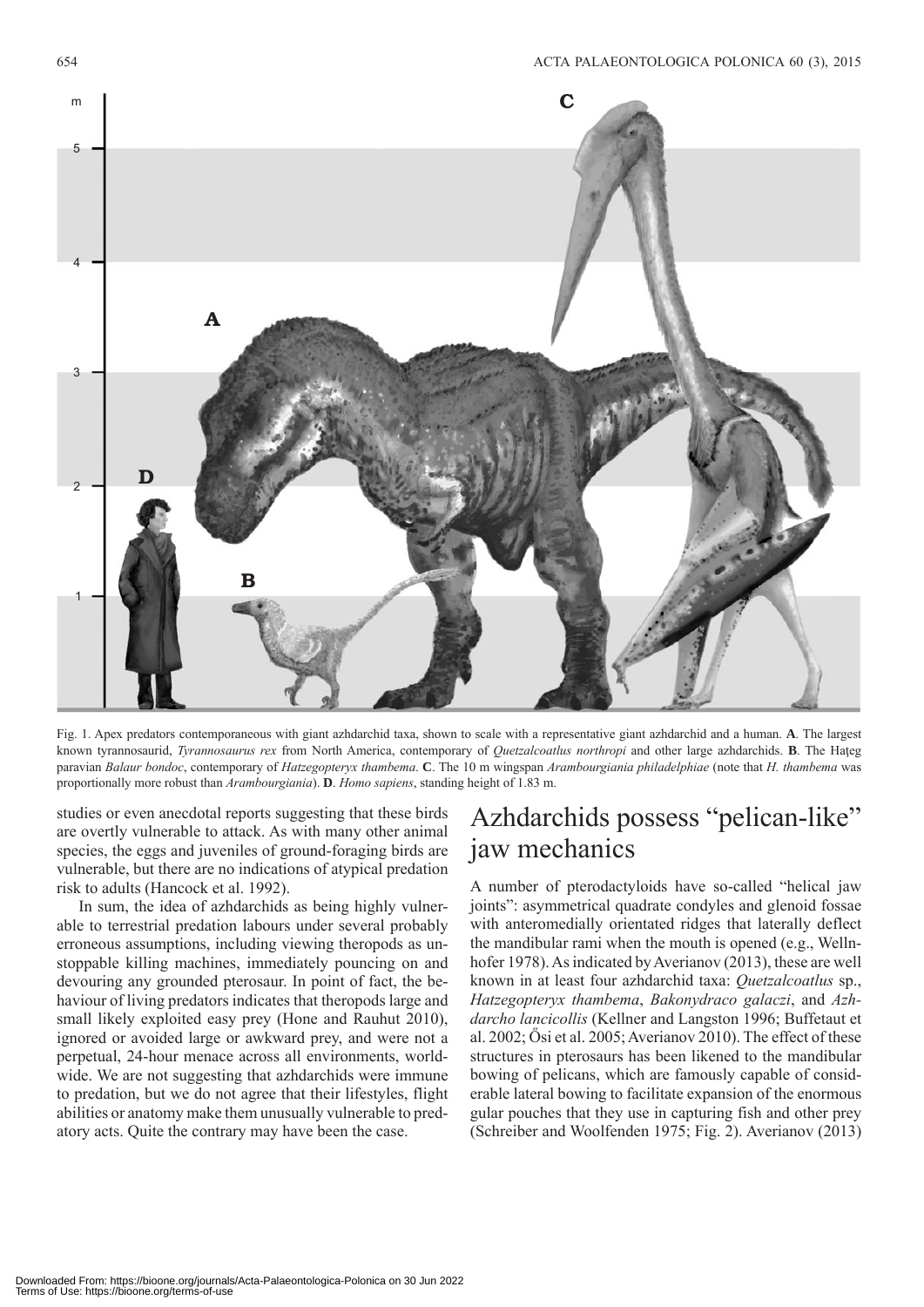Fig. 1. Apex predators contemporaneous with giant azhdarchid taxa, shown to scale with a representative giant azhdarchid and a human. **A**. The largest known tyrannosaurid, *Tyrannosaurus rex* from North America, contemporary of *Quetzalcoatlus northropi* and other large azhdarchids. **B**. The Haţeg paravian *Balaur bondoc*, contemporary of *Hatzegopteryx thambema*. **C**. The 10 m wingspan *Arambourgiania philadelphiae* (note that *H. thambema* was proportionally more robust than *Arambourgiania*). **D**. *Homo sapiens*, standing height of 1.83 m.

studies or even anecdotal reports suggesting that these birds are overtly vulnerable to attack. As with many other animal species, the eggs and juveniles of ground-foraging birds are vulnerable, but there are no indications of atypical predation risk to adults (Hancock et al. 1992).

In sum, the idea of azhdarchids as being highly vulnerable to terrestrial predation labours under several probably erroneous assumptions, including viewing theropods as unstoppable killing machines, immediately pouncing on and devouring any grounded pterosaur. In point of fact, the behaviour of living predators indicates that theropods large and small likely exploited easy prey (Hone and Rauhut 2010), ignored or avoided large or awkward prey, and were not a perpetual, 24-hour menace across all environments, worldwide. We are not suggesting that azhdarchids were immune to predation, but we do not agree that their lifestyles, flight abilities or anatomy make them unusually vulnerable to predatory acts. Quite the contrary may have been the case.

## Azhdarchids possess "pelican-like" jaw mechanics

A number of pterodactyloids have so-called "helical jaw joints": asymmetrical quadrate condyles and glenoid fossae with anteromedially orientated ridges that laterally deflect the mandibular rami when the mouth is opened (e.g., Wellnhofer 1978). As indicated by Averianov (2013), these are well known in at least four azhdarchid taxa: *Quetzalcoatlus* sp., *Hatzegopteryx thambema*, *Bakonydraco galaczi*, and *Azhdarcho lancicollis* (Kellner and Langston 1996; Buffetaut et al. 2002; Ősi et al. 2005; Averianov 2010). The effect of these structures in pterosaurs has been likened to the mandibular bowing of pelicans, which are famously capable of considerable lateral bowing to facilitate expansion of the enormous gular pouches that they use in capturing fish and other prey (Schreiber and Woolfenden 1975; Fig. 2). Averianov (2013)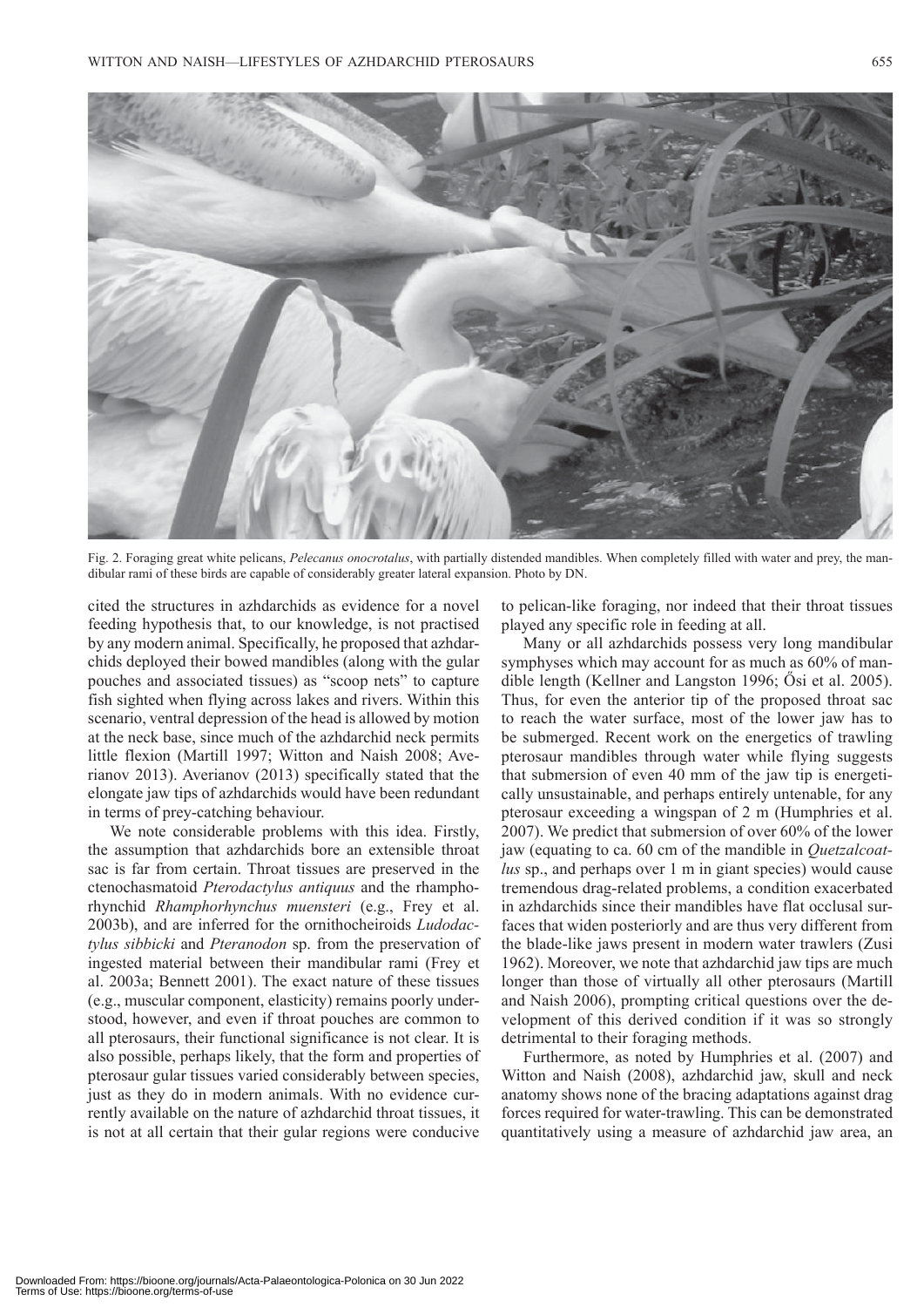Fig. 2. Foraging great white pelicans, *Pelecanus onocrotalus*, with partially distended mandibles. When completely filled with water and prey, the mandibular rami of these birds are capable of considerably greater lateral expansion. Photo by DN.

cited the structures in azhdarchids as evidence for a novel feeding hypothesis that, to our knowledge, is not practised by any modern animal. Specifically, he proposed that azhdarchids deployed their bowed mandibles (along with the gular pouches and associated tissues) as "scoop nets" to capture fish sighted when flying across lakes and rivers. Within this scenario, ventral depression of the head is allowed by motion at the neck base, since much of the azhdarchid neck permits little flexion (Martill 1997; Witton and Naish 2008; Averianov 2013). Averianov (2013) specifically stated that the elongate jaw tips of azhdarchids would have been redundant in terms of prey-catching behaviour.

We note considerable problems with this idea. Firstly, the assumption that azhdarchids bore an extensible throat sac is far from certain. Throat tissues are preserved in the ctenochasmatoid *Pterodactylus antiquus* and the rhamphorhynchid *Rhamphorhynchus muensteri* (e.g., Frey et al. 2003b), and are inferred for the ornithocheiroids *Ludodactylus sibbicki* and *Pteranodon* sp. from the preservation of ingested material between their mandibular rami (Frey et al. 2003a; Bennett 2001). The exact nature of these tissues (e.g., muscular component, elasticity) remains poorly understood, however, and even if throat pouches are common to all pterosaurs, their functional significance is not clear. It is also possible, perhaps likely, that the form and properties of pterosaur gular tissues varied considerably between species, just as they do in modern animals. With no evidence currently available on the nature of azhdarchid throat tissues, it is not at all certain that their gular regions were conducive to pelican-like foraging, nor indeed that their throat tissues played any specific role in feeding at all.

Many or all azhdarchids possess very long mandibular symphyses which may account for as much as 60% of mandible length (Kellner and Langston 1996; Ősi et al. 2005). Thus, for even the anterior tip of the proposed throat sac to reach the water surface, most of the lower jaw has to be submerged. Recent work on the energetics of trawling pterosaur mandibles through water while flying suggests that submersion of even 40 mm of the jaw tip is energetically unsustainable, and perhaps entirely untenable, for any pterosaur exceeding a wingspan of 2 m (Humphries et al. 2007). We predict that submersion of over 60% of the lower jaw (equating to ca. 60 cm of the mandible in *Quetzalcoatlus* sp., and perhaps over 1 m in giant species) would cause tremendous drag-related problems, a condition exacerbated in azhdarchids since their mandibles have flat occlusal surfaces that widen posteriorly and are thus very different from the blade-like jaws present in modern water trawlers (Zusi 1962). Moreover, we note that azhdarchid jaw tips are much longer than those of virtually all other pterosaurs (Martill and Naish 2006), prompting critical questions over the development of this derived condition if it was so strongly detrimental to their foraging methods.

Furthermore, as noted by Humphries et al. (2007) and Witton and Naish (2008), azhdarchid jaw, skull and neck anatomy shows none of the bracing adaptations against drag forces required for water-trawling. This can be demonstrated quantitatively using a measure of azhdarchid jaw area, an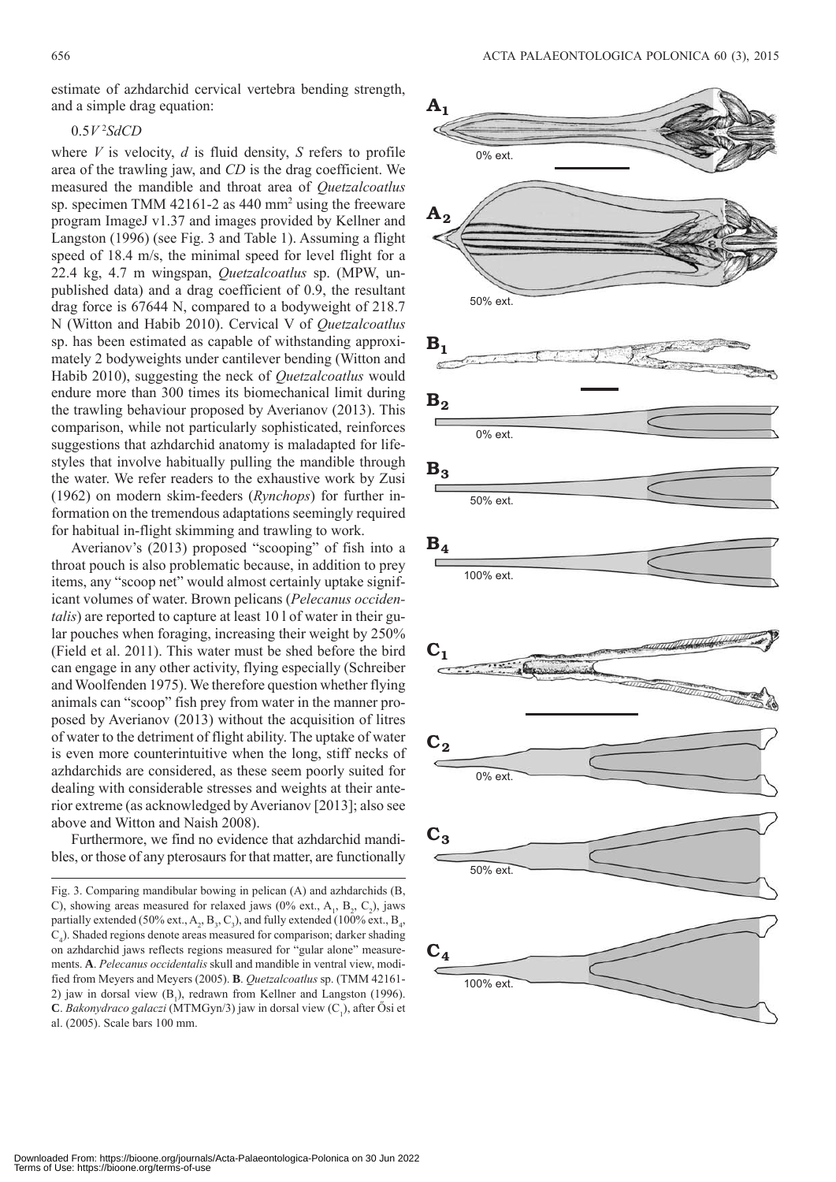estimate of azhdarchid cervical vertebra bending strength, and a simple drag equation:

$$0.5V^2SdCD$$

where $V$ is velocity, $d$ is fluid density, $S$ refers to profile area of the trawling jaw, and $CD$ is the drag coefficient. We measured the mandible and throat area of *Quetzalcoatlus* sp. specimen TMM 42161-2 as 440 mm$^2$ using the freeware program ImageJ v1.37 and images provided by Kellner and Langston (1996) (see Fig. 3 and Table 1). Assuming a flight speed of 18.4 m/s, the minimal speed for level flight for a 22.4 kg, 4.7 m wingspan, *Quetzalcoatlus* sp. (MPW, unpublished data) and a drag coefficient of 0.9, the resultant drag force is 67644 N, compared to a bodyweight of 218.7 N (Witton and Habib 2010). Cervical V of *Quetzalcoatlus* sp. has been estimated as capable of withstanding approximately 2 bodyweights under cantilever bending (Witton and Habib 2010), suggesting the neck of *Quetzalcoatlus* would endure more than 300 times its biomechanical limit during the trawling behaviour proposed by Averianov (2013). This comparison, while not particularly sophisticated, reinforces suggestions that azhdarchid anatomy is maladapted for lifestyles that involve habitually pulling the mandible through the water. We refer readers to the exhaustive work by Zusi (1962) on modern skim-feeders (*Rynchops*) for further information on the tremendous adaptations seemingly required for habitual in-flight skimming and trawling to work.

Averianov's (2013) proposed "scooping" of fish into a throat pouch is also problematic because, in addition to prey items, any "scoop net" would almost certainly uptake significant volumes of water. Brown pelicans (*Pelecanus occidentalis*) are reported to capture at least 10 l of water in their gular pouches when foraging, increasing their weight by 250% (Field et al. 2011). This water must be shed before the bird can engage in any other activity, flying especially (Schreiber and Woolfenden 1975). We therefore question whether flying animals can "scoop" fish prey from water in the manner proposed by Averianov (2013) without the acquisition of litres of water to the detriment of flight ability. The uptake of water is even more counterintuitive when the long, stiff necks of azhdarchids are considered, as these seem poorly suited for dealing with considerable stresses and weights at their anterior extreme (as acknowledged by Averianov [2013]; also see above and Witton and Naish 2008).

Furthermore, we find no evidence that azhdarchid mandibles, or those of any pterosaurs for that matter, are functionally

Fig. 3. Comparing mandibular bowing in pelican (A) and azhdarchids (B, C), showing areas measured for relaxed jaws (0% ext., $A_1$, $B_2$, $C_2$), jaws partially extended (50% ext., $A_2$, $B_3$, $C_3$), and fully extended (100% ext., $B_4$, $C_4$). Shaded regions denote areas measured for comparison; darker shading on azhdarchid jaws reflects regions measured for "gular alone" measurements. **A**. *Pelecanus occidentalis* skull and mandible in ventral view, modified from Meyers and Meyers (2005). **B**. *Quetzalcoatlus* sp. (TMM 42161-2) jaw in dorsal view ($B_1$), redrawn from Kellner and Langston (1996). **C**. *Bakonydraco galaczi* (MTMGyn/3) jaw in dorsal view ($C_1$), after Ősi et al. (2005). Scale bars 100 mm.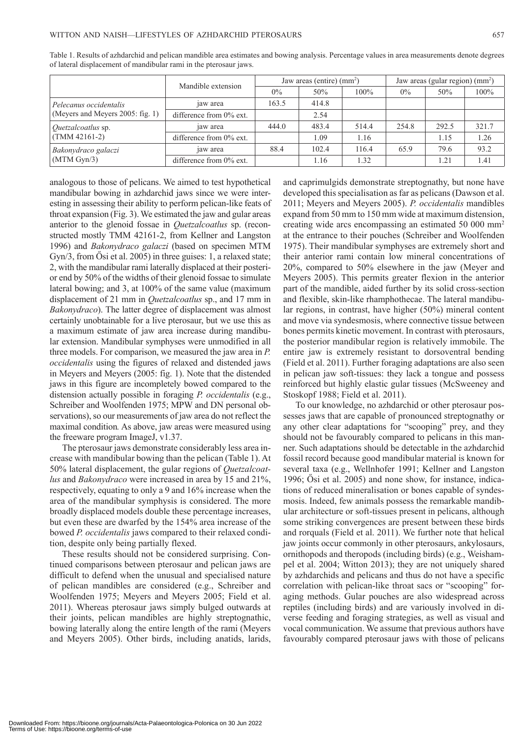Table 1. Results of azhdarchid and pelican mandible area estimates and bowing analysis. Percentage values in area measurements denote degrees of lateral displacement of mandibular rami in the pterosaur jaws.

| | Mandible extension | Jaw areas (entire) (mm$^2$) | | | Jaw areas (gular region) (mm$^2$) | | |
|---|---|---|---|---|---|---|---|
| | | 0% | 50% | 100% | 0% | 50% | 100% |
| *Pelecanus occidentalis* (Meyers and Meyers 2005: fig. 1) | jaw area | 163.5 | 414.8 | | | | |
| | difference from 0% ext. | | 2.54 | | | | |
| *Quetzalcoatlus* sp. (TMM 42161-2) | jaw area | 444.0 | 483.4 | 514.4 | 254.8 | 292.5 | 321.7 |
| | difference from 0% ext. | | 1.09 | 1.16 | | 1.15 | 1.26 |
| *Bakonydraco galaczi* (MTM Gyn/3) | jaw area | 88.4 | 102.4 | 116.4 | 65.9 | 79.6 | 93.2 |
| | difference from 0% ext. | | 1.16 | 1.32 | | 1.21 | 1.41 |

analogous to those of pelicans. We aimed to test hypothetical mandibular bowing in azhdarchid jaws since we were interesting in assessing their ability to perform pelican-like feats of throat expansion (Fig. 3). We estimated the jaw and gular areas anterior to the glenoid fossae in *Quetzalcoatlus* sp. (reconstructed mostly TMM 42161-2, from Kellner and Langston 1996) and *Bakonydraco galaczi* (based on specimen MTM Gyn/3, from Ősi et al. 2005) in three guises: 1, a relaxed state; 2, with the mandibular rami laterally displaced at their posterior end by 50% of the widths of their glenoid fossae to simulate lateral bowing; and 3, at 100% of the same value (maximum displacement of 21 mm in *Quetzalcoatlus* sp., and 17 mm in *Bakonydraco*). The latter degree of displacement was almost certainly unobtainable for a live pterosaur, but we use this as a maximum estimate of jaw area increase during mandibular extension. Mandibular symphyses were unmodified in all three models. For comparison, we measured the jaw area in *P. occidentalis* using the figures of relaxed and distended jaws in Meyers and Meyers (2005: fig. 1). Note that the distended jaws in this figure are incompletely bowed compared to the distension actually possible in foraging *P. occidentalis* (e.g., Schreiber and Woolfenden 1975; MPW and DN personal observations), so our measurements of jaw area do not reflect the maximal condition*.* As above, jaw areas were measured using the freeware program ImageJ, v1.37.

The pterosaur jaws demonstrate considerably less area increase with mandibular bowing than the pelican (Table 1). At 50% lateral displacement, the gular regions of *Quetzalcoatlus* and *Bakonydraco* were increased in area by 15 and 21%, respectively, equating to only a 9 and 16% increase when the area of the mandibular symphysis is considered. The more broadly displaced models double these percentage increases, but even these are dwarfed by the 154% area increase of the bowed *P. occidentalis* jaws compared to their relaxed condition, despite only being partially flexed.

These results should not be considered surprising. Continued comparisons between pterosaur and pelican jaws are difficult to defend when the unusual and specialised nature of pelican mandibles are considered (e.g., Schreiber and Woolfenden 1975; Meyers and Meyers 2005; Field et al. 2011). Whereas pterosaur jaws simply bulged outwards at their joints, pelican mandibles are highly streptognathic, bowing laterally along the entire length of the rami (Meyers and Meyers 2005). Other birds, including anatids, larids, and caprimulgids demonstrate streptognathy, but none have developed this specialisation as far as pelicans (Dawson et al. 2011; Meyers and Meyers 2005). *P. occidentalis* mandibles expand from 50 mm to 150 mm wide at maximum distension, creating wide arcs encompassing an estimated 50 000 mm$^2$ at the entrance to their pouches (Schreiber and Woolfenden 1975). Their mandibular symphyses are extremely short and their anterior rami contain low mineral concentrations of 20%, compared to 50% elsewhere in the jaw (Meyer and Meyers 2005). This permits greater flexion in the anterior part of the mandible, aided further by its solid cross-section and flexible, skin-like rhamphothecae. The lateral mandibular regions, in contrast, have higher (50%) mineral content and move via syndesmosis, where connective tissue between bones permits kinetic movement. In contrast with pterosaurs, the posterior mandibular region is relatively immobile. The entire jaw is extremely resistant to dorsoventral bending (Field et al. 2011). Further foraging adaptations are also seen in pelican jaw soft-tissues: they lack a tongue and possess reinforced but highly elastic gular tissues (McSweeney and Stoskopf 1988; Field et al. 2011).

To our knowledge, no azhdarchid or other pterosaur possesses jaws that are capable of pronounced streptognathy or any other clear adaptations for "scooping" prey, and they should not be favourably compared to pelicans in this manner. Such adaptations should be detectable in the azhdarchid fossil record because good mandibular material is known for several taxa (e.g., Wellnhofer 1991; Kellner and Langston 1996; Ősi et al. 2005) and none show, for instance, indications of reduced mineralisation or bones capable of syndesmosis. Indeed, few animals possess the remarkable mandibular architecture or soft-tissues present in pelicans, although some striking convergences are present between these birds and rorquals (Field et al. 2011). We further note that helical jaw joints occur commonly in other pterosaurs, ankylosaurs, ornithopods and theropods (including birds) (e.g., Weishampel et al. 2004; Witton 2013); they are not uniquely shared by azhdarchids and pelicans and thus do not have a specific correlation with pelican-like throat sacs or "scooping" foraging methods. Gular pouches are also widespread across reptiles (including birds) and are variously involved in diverse feeding and foraging strategies, as well as visual and vocal communication. We assume that previous authors have favourably compared pterosaur jaws with those of pelicans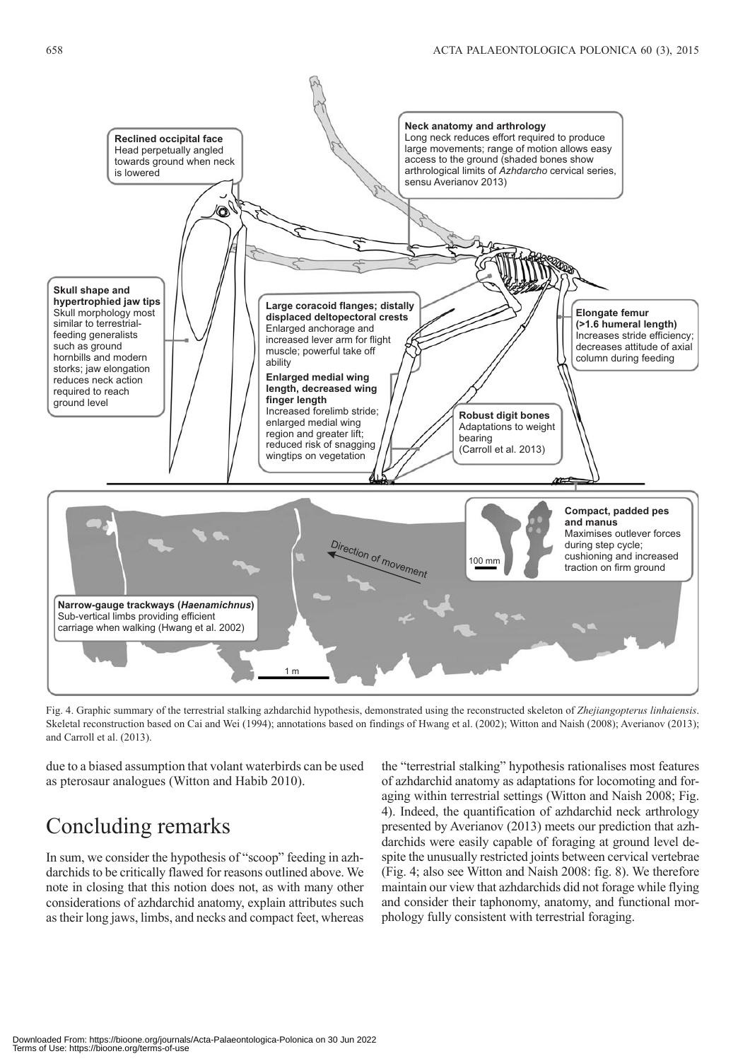Fig. 4. Graphic summary of the terrestrial stalking azhdarchid hypothesis, demonstrated using the reconstructed skeleton of *Zhejiangopterus linhaiensis*. Skeletal reconstruction based on Cai and Wei (1994); annotations based on findings of Hwang et al. (2002); Witton and Naish (2008); Averianov (2013); and Carroll et al. (2013).

due to a biased assumption that volant waterbirds can be used as pterosaur analogues (Witton and Habib 2010).

## Concluding remarks

In sum, we consider the hypothesis of "scoop" feeding in azhdarchids to be critically flawed for reasons outlined above. We note in closing that this notion does not, as with many other considerations of azhdarchid anatomy, explain attributes such as their long jaws, limbs, and necks and compact feet, whereas the "terrestrial stalking" hypothesis rationalises most features of azhdarchid anatomy as adaptations for locomoting and foraging within terrestrial settings (Witton and Naish 2008; Fig. 4). Indeed, the quantification of azhdarchid neck arthrology presented by Averianov (2013) meets our prediction that azhdarchids were easily capable of foraging at ground level despite the unusually restricted joints between cervical vertebrae (Fig. 4; also see Witton and Naish 2008: fig. 8). We therefore maintain our view that azhdarchids did not forage while flying and consider their taphonomy, anatomy, and functional morphology fully consistent with terrestrial foraging.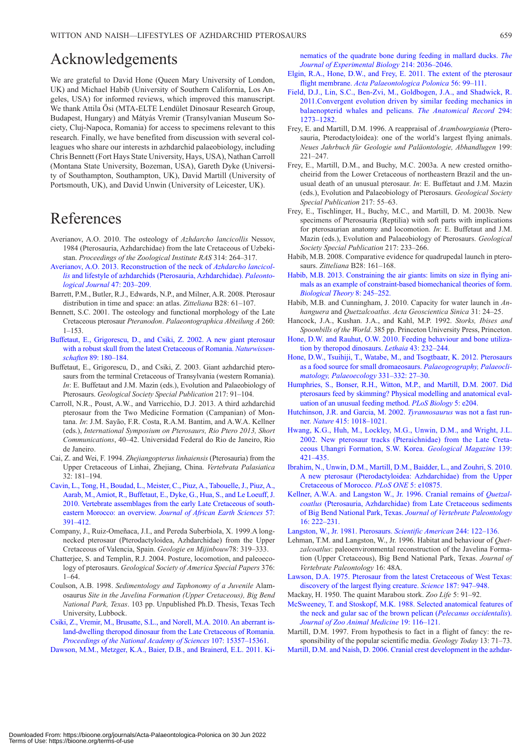# Acknowledgements

We are grateful to David Hone (Queen Mary University of London, UK) and Michael Habib (University of Southern California, Los Angeles, USA) for informed reviews, which improved this manuscript. We thank Attila Ősi (MTA-ELTE Lendület Dinosaur Research Group, Budapest, Hungary) and Mátyás Vremir (Transylvanian Museum Society, Cluj-Napoca, Romania) for access to specimens relevant to this research. Finally, we have benefited from discussion with several colleagues who share our interests in azhdarchid palaeobiology, including Chris Bennett (Fort Hays State University, Hays, USA), Nathan Carroll (Montana State University, Bozeman, USA), Gareth Dyke (University of Southampton, Southampton, UK), David Martill (University of Portsmouth, UK), and David Unwin (University of Leicester, UK).

# References

Averianov, A.O. 2010. The osteology of *Azhdarcho lancicollis* Nessov, 1984 (Pterosauria, Azhdarchidae) from the late Cretaceous of Uzbekistan. *Proceedings of the Zoological Institute RAS* 314: 264–317.

Averianov, A.O. 2013. Reconstruction of the neck of *Azhdarcho lancicollis* and lifestyle of azhdarchids (Pterosauria, Azhdarchidae). *Paleontological Journal* 47: 203–209.

Barrett, P.M., Butler, R.J., Edwards, N.P., and Milner, A.R. 2008. Pterosaur distribution in time and space: an atlas. *Zitteliana* B28: 61–107.

Bennett, S.C. 2001. The osteology and functional morphology of the Late Cretaceous pterosaur *Pteranodon*. *Palaeontographica Abteilung A* 260: 1–153.

Buffetaut, E., Grigorescu, D., and Csiki, Z. 2002. A new giant pterosaur with a robust skull from the latest Cretaceous of Romania. *Naturwissenschaften* 89: 180–184.

Buffetaut, E., Grigorescu, D., and Csiki, Z. 2003. Giant azhdarchid pterosaurs from the terminal Cretaceous of Transylvania (western Romania). *In*: E. Buffetaut and J.M. Mazin (eds.), Evolution and Palaeobiology of Pterosaurs. *Geological Society Special Publication* 217: 91–104.

Carroll, N.R., Poust, A.W., and Varricchio, D.J. 2013. A third azhdarchid pterosaur from the Two Medicine Formation (Campanian) of Montana. *In*: J.M. Sayão, F.R. Costa, R.A.M. Bantim, and A.W.A. Kellner (eds.), *International Symposium on Pterosaurs, Rio Ptero 2013, Short Communications*, 40–42. Universidad Federal do Rio de Janeiro, Rio de Janeiro.

Cai, Z. and Wei, F. 1994. *Zhejiangopterus linhaiensis* (Pterosauria) from the Upper Cretaceous of Linhai, Zhejiang, China. *Vertebrata Palasiatica* 32: 181–194.

Cavin, L., Tong, H., Boudad, L., Meister, C., Piuz, A., Tabouelle, J., Piuz, A., Aarab, M., Amiot, R., Buffetaut, E., Dyke, G., Hua, S., and Le Loeuff, J. 2010. Vertebrate assemblages from the early Late Cretaceous of southeastern Morocco: an overview. *Journal of African Earth Sciences* 57: 391–412.

Company, J., Ruiz-Omeñaca, J.I., and Pereda Suberbiola, X. 1999.A long-necked pterosaur (Pterodactyloidea, Azhdarchidae) from the Upper Cretaceous of Valencia, Spain. *Geologie en Mijinbouw*78: 319–333.

Chatterjee, S. and Templin, R.J. 2004. Posture, locomotion, and paleoecology of pterosaurs. *Geological Society of America Special Papers* 376: 1–64.

Coulson, A.B. 1998. *Sedimentology and Taphonomy of a Juvenile* Alamosaurus *Site in the Javelina Formation (Upper Cretaceous), Big Bend National Park, Texas*. 103 pp. Unpublished Ph.D. Thesis, Texas Tech University, Lubbock.

Csiki, Z., Vremir, M., Brusatte, S.L., and Norell, M.A. 2010. An aberrant island-dwelling theropod dinosaur from the Late Cretaceous of Romania. *Proceedings of the National Academy of Sciences* 107: 15357–15361.

Dawson, M.M., Metzger, K.A., Baier, D.B., and Brainerd, E.L. 2011. Kinematics of the quadrate bone during feeding in mallard ducks. *The Journal of Experimental Biology* 214: 2036–2046.

Elgin, R.A., Hone, D.W., and Frey, E. 2011. The extent of the pterosaur flight membrane. *Acta Palaeontologica Polonica* 56: 99–111.

Field, D.J., Lin, S.C., Ben-Zvi, M., Goldbogen, J.A., and Shadwick, R. 2011.Convergent evolution driven by similar feeding mechanics in balaenopterid whales and pelicans. *The Anatomical Record* 294: 1273–1282.

Frey, E. and Martill, D.M. 1996. A reappraisal of *Arambourgiania* (Pterosauria, Pterodactyloidea): one of the world's largest flying animals. *Neues Jahrbuch für Geologie und Paläontologie, Abhandlugen* 199: 221–247.

Frey, E., Martill, D.M., and Buchy, M.C. 2003a. A new crested ornithocheirid from the Lower Cretaceous of northeastern Brazil and the unusual death of an unusual pterosaur. *In*: E. Buffetaut and J.M. Mazin (eds.), Evolution and Palaeobiology of Pterosaurs. *Geological Society Special Publication* 217: 55–63.

Frey, E., Tischlinger, H., Buchy, M.C., and Martill, D. M. 2003b. New specimens of Pterosauria (Reptilia) with soft parts with implications for pterosaurian anatomy and locomotion. *In*: E. Buffetaut and J.M. Mazin (eds.), Evolution and Palaeobiology of Pterosaurs. *Geological Society Special Publication* 217: 233–266.

Habib, M.B. 2008. Comparative evidence for quadrupedal launch in pterosaurs. *Zitteliana* B28: 161–168.

Habib, M.B. 2013. Constraining the air giants: limits on size in flying animals as an example of constraint-based biomechanical theories of form. *Biological Theory* 8: 245–252.

Habib, M.B. and Cunningham, J. 2010. Capacity for water launch in *Anhanguera* and *Quetzalcoatlus*. *Acta Geoscientica Sinica* 31: 24–25.

Hancock, J.A., Kushan. J.A., and Kahl, M.P. 1992. *Storks, Ibises and Spoonbills of the World*. 385 pp. Princeton University Press, Princeton.

Hone, D.W. and Rauhut, O.W. 2010. Feeding behaviour and bone utilization by theropod dinosaurs. *Lethaia* 43: 232–244.

Hone, D.W., Tsuihiji, T., Watabe, M., and Tsogtbaatr, K. 2012. Pterosaurs as a food source for small dromaeosaurs. *Palaeogeography, Palaeoclimatology, Palaeoecology* 331–332: 27–30.

Humphries, S., Bonser, R.H., Witton, M.P., and Martill, D.M. 2007. Did pterosaurs feed by skimming? Physical modelling and anatomical evaluation of an unusual feeding method. *PLoS Biology* 5: e204.

Hutchinson, J.R. and Garcia, M. 2002. *Tyrannosaurus* was not a fast runner. *Nature* 415: 1018–1021.

Hwang, K.G., Huh, M., Lockley, M.G., Unwin, D.M., and Wright, J.L. 2002. New pterosaur tracks (Pteraichnidae) from the Late Cretaceous Uhangri Formation, S.W. Korea. *Geological Magazine* 139: 421–435.

Ibrahim, N., Unwin, D.M., Martill, D.M., Baidder, L., and Zouhri, S. 2010. A new pterosaur (Pterodactyloidea: Azhdarchidae) from the Upper Cretaceous of Morocco. *PLoS ONE* 5: e10875.

Kellner, A.W.A. and Langston W., Jr. 1996. Cranial remains of *Quetzalcoatlus* (Pterosauria, Azhdarchidae) from Late Cretaceous sediments of Big Bend National Park, Texas. *Journal of Vertebrate Paleontology* 16: 222–231.

Langston, W., Jr. 1981. Pterosaurs. *Scientific American* 244: 122–136.

Lehman, T.M. and Langston, W., Jr. 1996. Habitat and behaviour of *Quetzalcoatlus*: paleoenvironmental reconstruction of the Javelina Formation (Upper Cretaceous), Big Bend National Park, Texas. *Journal of Vertebrate Paleontology* 16: 48A.

Lawson, D.A. 1975. Pterosaur from the latest Cretaceous of West Texas: discovery of the largest flying creature. *Science* 187: 947–948.

Mackay, H. 1950. The quaint Marabou stork. *Zoo Life* 5: 91–92.

McSweeney, T. and Stoskopf, M.K. 1988. Selected anatomical features of the neck and gular sac of the brown pelican (*Pelecanus occidentalis*). *Journal of Zoo Animal Medicine* 19: 116–121.

Martill, D.M. 1997. From hypothesis to fact in a flight of fancy: the responsibility of the popular scientific media. *Geology Today* 13: 71–73.

Martill, D.M. and Naish, D. 2006. Cranial crest development in the azhdar-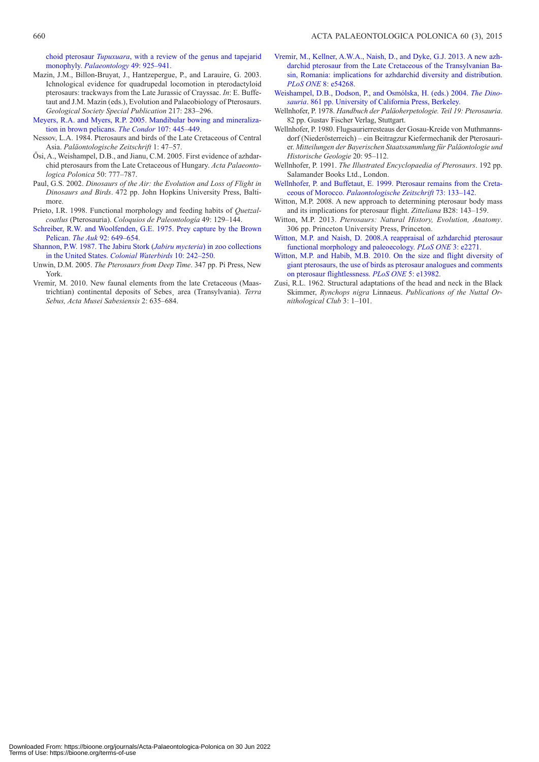choid pterosaur *Tupuxuara*, with a review of the genus and tapejarid monophyly. *Palaeontology* 49: 925–941.

Mazin, J.M., Billon-Bruyat, J., Hantzpergue, P., and Larauire, G. 2003. Ichnological evidence for quadrupedal locomotion in pterodactyloid pterosaurs: trackways from the Late Jurassic of Crayssac. *In*: E. Buffetaut and J.M. Mazin (eds.), Evolution and Palaeobiology of Pterosaurs. *Geological Society Special Publication* 217: 283–296.

Meyers, R.A. and Myers, R.P. 2005. Mandibular bowing and mineralization in brown pelicans. *The Condor* 107: 445–449.

Nessov, L.A. 1984. Pterosaurs and birds of the Late Cretaceous of Central Asia. *Paläontologische Zeitschrift* 1: 47–57.

Ősi, A., Weishampel, D.B., and Jianu, C.M. 2005. First evidence of azhdarchid pterosaurs from the Late Cretaceous of Hungary. *Acta Palaeontologica Polonica* 50: 777–787.

Paul, G.S. 2002. *Dinosaurs of the Air: the Evolution and Loss of Flight in Dinosaurs and Birds*. 472 pp. John Hopkins University Press, Baltimore.

Prieto, I.R. 1998. Functional morphology and feeding habits of *Quetzalcoatlus* (Pterosauria). *Coloquios de Paleontología* 49: 129–144.

Schreiber, R.W. and Woolfenden, G.E. 1975. Prey capture by the Brown Pelican. *The Auk* 92: 649–654.

Shannon, P.W. 1987. The Jabiru Stork (*Jabiru mycteria*) in zoo collections in the United States. *Colonial Waterbirds* 10: 242–250.

Unwin, D.M. 2005. *The Pterosaurs from Deep Time*. 347 pp. Pi Press, New York.

Vremir, M. 2010. New faunal elements from the late Cretaceous (Maastrichtian) continental deposits of Sebes¸ area (Transylvania). *Terra Sebus, Acta Musei Sabesiensis* 2: 635–684.

Vremir, M., Kellner, A.W.A., Naish, D., and Dyke, G.J. 2013. A new azhdarchid pterosaur from the Late Cretaceous of the Transylvanian Basin, Romania: implications for azhdarchid diversity and distribution. *PLoS ONE* 8: e54268.

Weishampel, D.B., Dodson, P., and Osmólska, H. (eds.) 2004. *The Dinosauria*. 861 pp. University of California Press, Berkeley.

Wellnhofer, P. 1978. *Handbuch der Paläoherpetologie. Teil 19: Pterosauria*. 82 pp. Gustav Fischer Verlag, Stuttgart.

Wellnhofer, P. 1980. Flugsaurierresteaus der Gosau-Kreide von Muthmannsdorf (Niederösterreich) – ein Beitragzur Kiefermechanik der Pterosaurier. *Mitteilungen der Bayerischen Staatssammlung für Paläontologie und Historische Geologie* 20: 95–112.

Wellnhofer, P. 1991. *The Illustrated Encyclopaedia of Pterosaurs*. 192 pp. Salamander Books Ltd., London.

Wellnhofer, P. and Buffetaut, E. 1999. Pterosaur remains from the Cretaceous of Morocco. *Palaontologische Zeitschrift* 73: 133–142.

Witton, M.P. 2008. A new approach to determining pterosaur body mass and its implications for pterosaur flight. *Zitteliana* B28: 143–159.

Witton, M.P. 2013. *Pterosaurs: Natural History, Evolution, Anatomy*. 306 pp. Princeton University Press, Princeton.

Witton, M.P. and Naish, D. 2008.A reappraisal of azhdarchid pterosaur functional morphology and paleoecology. *PLoS ONE* 3: e2271.

Witton, M.P. and Habib, M.B. 2010. On the size and flight diversity of giant pterosaurs, the use of birds as pterosaur analogues and comments on pterosaur flightlessness. *PLoS ONE* 5: e13982.

Zusi, R.L. 1962. Structural adaptations of the head and neck in the Black Skimmer, *Rynchops nigra* Linnaeus. *Publications of the Nuttal Ornithological Club* 3: 1–101.